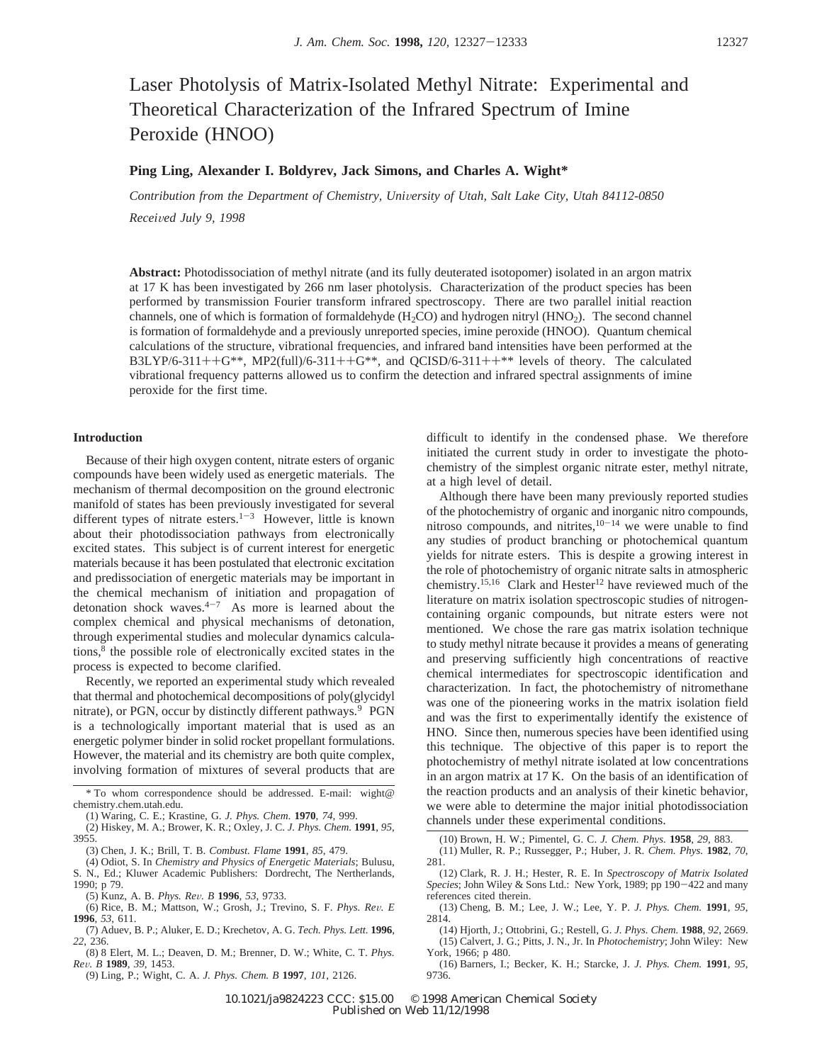# Laser Photolysis of Matrix-Isolated Methyl Nitrate: Experimental and Theoretical Characterization of the Infrared Spectrum of Imine Peroxide (HNOO)

**Ping Ling, Alexander I. Boldyrev, Jack Simons, and Charles A. Wight***

*Contribution from the Department of Chemistry, University of Utah, Salt Lake City, Utah 84112-0850*

*Received July 9, 1998*

**Abstract:** Photodissociation of methyl nitrate (and its fully deuterated isotopomer) isolated in an argon matrix at 17 K has been investigated by 266 nm laser photolysis. Characterization of the product species has been performed by transmission Fourier transform infrared spectroscopy. There are two parallel initial reaction channels, one of which is formation of formaldehyde ($H_2CO$) and hydrogen nitryl ($HNO_2$). The second channel is formation of formaldehyde and a previously unreported species, imine peroxide (HNOO). Quantum chemical calculations of the structure, vibrational frequencies, and infrared band intensities have been performed at the B3LYP/6-311++G**, MP2(full)/6-311++G**, and QCISD/6-311++** levels of theory. The calculated vibrational frequency patterns allowed us to confirm the detection and infrared spectral assignments of imine peroxide for the first time.

## Introduction

Because of their high oxygen content, nitrate esters of organic compounds have been widely used as energetic materials. The mechanism of thermal decomposition on the ground electronic manifold of states has been previously investigated for several different types of nitrate esters.[1-3] However, little is known about their photodissociation pathways from electronically excited states. This subject is of current interest for energetic materials because it has been postulated that electronic excitation and predissociation of energetic materials may be important in the chemical mechanism of initiation and propagation of detonation shock waves.[4-7] As more is learned about the complex chemical and physical mechanisms of detonation, through experimental studies and molecular dynamics calculations,[8] the possible role of electronically excited states in the process is expected to become clarified.

Recently, we reported an experimental study which revealed that thermal and photochemical decompositions of poly(glycidyl nitrate), or PGN, occur by distinctly different pathways.[9] PGN is a technologically important material that is used as an energetic polymer binder in solid rocket propellant formulations. However, the material and its chemistry are both quite complex, involving formation of mixtures of several products that are difficult to identify in the condensed phase. We therefore initiated the current study in order to investigate the photochemistry of the simplest organic nitrate ester, methyl nitrate, at a high level of detail.

Although there have been many previously reported studies of the photochemistry of organic and inorganic nitro compounds, nitroso compounds, and nitrites,[10-14] we were unable to find any studies of product branching or photochemical quantum yields for nitrate esters. This is despite a growing interest in the role of photochemistry of organic nitrate salts in atmospheric chemistry.[15,16] Clark and Hester[12] have reviewed much of the literature on matrix isolation spectroscopic studies of nitrogen-containing organic compounds, but nitrate esters were not mentioned. We chose the rare gas matrix isolation technique to study methyl nitrate because it provides a means of generating and preserving sufficiently high concentrations of reactive chemical intermediates for spectroscopic identification and characterization. In fact, the photochemistry of nitromethane was one of the pioneering works in the matrix isolation field and was the first to experimentally identify the existence of HNO. Since then, numerous species have been identified using this technique. The objective of this paper is to report the photochemistry of methyl nitrate isolated at low concentrations in an argon matrix at 17 K. On the basis of an identification of the reaction products and an analysis of their kinetic behavior, we were able to determine the major initial photodissociation channels under these experimental conditions.

* To whom correspondence should be addressed. E-mail: wight@chemistry.chem.utah.edu.

(1) Waring, C. E.; Krastine, G. *J. Phys. Chem.* **1970**, *74*, 999.
(2) Hiskey, M. A.; Brower, K. R.; Oxley, J. C. *J. Phys. Chem.* **1991**, *95*, 3955.
(3) Chen, J. K.; Brill, T. B. *Combust. Flame* **1991**, *85*, 479.
(4) Odiot, S. In *Chemistry and Physics of Energetic Materials*; Bulusu, S. N., Ed.; Kluwer Academic Publishers: Dordrecht, The Netherlands, 1990; p 79.
(5) Kunz, A. B. *Phys. Rev. B* **1996**, *53*, 9733.
(6) Rice, B. M.; Mattson, W.; Grosh, J.; Trevino, S. F. *Phys. Rev. E* **1996**, *53*, 611.
(7) Aduev, B. P.; Aluker, E. D.; Krechetov, A. G. *Tech. Phys. Lett.* **1996**, *22*, 236.
(8) 8 Elert, M. L.; Deaven, D. M.; Brenner, D. W.; White, C. T. *Phys. Rev. B* **1989**, *39*, 1453.
(9) Ling, P.; Wight, C. A. *J. Phys. Chem. B* **1997**, *101*, 2126.
(10) Brown, H. W.; Pimentel, G. C. *J. Chem. Phys.* **1958**, *29*, 883.
(11) Muller, R. P.; Russegger, P.; Huber, J. R. *Chem. Phys.* **1982**, *70*, 281.
(12) Clark, R. J. H.; Hester, R. E. In *Spectroscopy of Matrix Isolated Species*; John Wiley & Sons Ltd.: New York, 1989; pp 190-422 and many references cited therein.
(13) Cheng, B. M.; Lee, J. W.; Lee, Y. P. *J. Phys. Chem.* **1991**, *95*, 2814.
(14) Hjorth, J.; Ottobrini, G.; Restell, G. *J. Phys. Chem.* **1988**, *92*, 2669.
(15) Calvert, J. G.; Pitts, J. N., Jr. In *Photochemistry*; John Wiley: New York, 1966; p 480.
(16) Barners, I.; Becker, K. H.; Starcke, J. *J. Phys. Chem.* **1991**, *95*, 9736.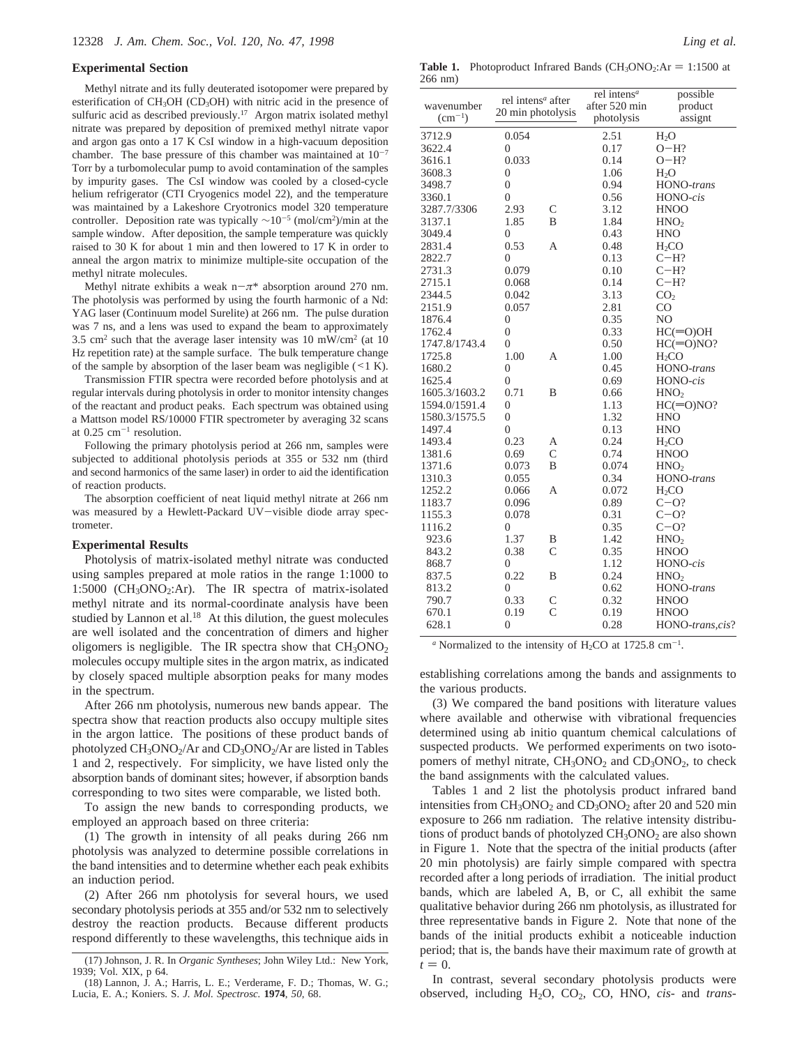## Experimental Section

Methyl nitrate and its fully deuterated isotopomer were prepared by esterification of $CH_3OH$ ($CD_3OH$) with nitric acid in the presence of sulfuric acid as described previously.[17] Argon matrix isolated methyl nitrate was prepared by deposition of premixed methyl nitrate vapor and argon gas onto a 17 K CsI window in a high-vacuum deposition chamber. The base pressure of this chamber was maintained at $10^{-7}$ Torr by a turbomolecular pump to avoid contamination of the samples by impurity gases. The CsI window was cooled by a closed-cycle helium refrigerator (CTI Cryogenics model 22), and the temperature was maintained by a Lakeshore Cryotronics model 320 temperature controller. Deposition rate was typically $\sim10^{-5}$ (mol/cm$^2$)/min at the sample window. After deposition, the sample temperature was quickly raised to 30 K for about 1 min and then lowered to 17 K in order to anneal the argon matrix to minimize multiple-site occupation of the methyl nitrate molecules.

Methyl nitrate exhibits a weak $n-\pi^*$ absorption around 270 nm. The photolysis was performed by using the fourth harmonic of a Nd:YAG laser (Continuum model Surelite) at 266 nm. The pulse duration was 7 ns, and a lens was used to expand the beam to approximately 3.5 cm$^2$ such that the average laser intensity was 10 mW/cm$^2$ (at 10 Hz repetition rate) at the sample surface. The bulk temperature change of the sample by absorption of the laser beam was negligible (<1 K).

Transmission FTIR spectra were recorded before photolysis and at regular intervals during photolysis in order to monitor intensity changes of the reactant and product peaks. Each spectrum was obtained using a Mattson model RS/10000 FTIR spectrometer by averaging 32 scans at 0.25 cm$^{-1}$ resolution.

Following the primary photolysis period at 266 nm, samples were subjected to additional photolysis periods at 355 or 532 nm (third and second harmonics of the same laser) in order to aid the identification of reaction products.

The absorption coefficient of neat liquid methyl nitrate at 266 nm was measured by a Hewlett-Packard UV-visible diode array spectrometer.

## Experimental Results

Photolysis of matrix-isolated methyl nitrate was conducted using samples prepared at mole ratios in the range 1:1000 to 1:5000 ($CH_3ONO_2$:Ar). The IR spectra of matrix-isolated methyl nitrate and its normal-coordinate analysis have been studied by Lannon et al.[18] At this dilution, the guest molecules are well isolated and the concentration of dimers and higher oligomers is negligible. The IR spectra show that $CH_3ONO_2$ molecules occupy multiple sites in the argon matrix, as indicated by closely spaced multiple absorption peaks for many modes in the spectrum.

After 266 nm photolysis, numerous new bands appear. The spectra show that reaction products also occupy multiple sites in the argon lattice. The positions of these product bands of photolyzed $CH_3ONO_2$/Ar and $CD_3ONO_2$/Ar are listed in Tables 1 and 2, respectively. For simplicity, we have listed only the absorption bands of dominant sites; however, if absorption bands corresponding to two sites were comparable, we listed both.

To assign the new bands to corresponding products, we employed an approach based on three criteria:

(1) The growth in intensity of all peaks during 266 nm photolysis was analyzed to determine possible correlations in the band intensities and to determine whether each peak exhibits an induction period.

(2) After 266 nm photolysis for several hours, we used secondary photolysis periods at 355 and/or 532 nm to selectively destroy the reaction products. Because different products respond differently to these wavelengths, this technique aids in establishing correlations among the bands and assignments to the various products.

(3) We compared the band positions with literature values where available and otherwise with vibrational frequencies determined using ab initio quantum chemical calculations of suspected products. We performed experiments on two isotopomers of methyl nitrate, $CH_3ONO_2$ and $CD_3ONO_2$, to check the band assignments with the calculated values.

Tables 1 and 2 list the photolysis product infrared band intensities from $CH_3ONO_2$ and $CD_3ONO_2$ after 20 and 520 min exposure to 266 nm radiation. The relative intensity distributions of product bands of photolyzed $CH_3ONO_2$ are also shown in Figure 1. Note that the spectra of the initial products (after 20 min photolysis) are fairly simple compared with spectra recorded after a long periods of irradiation. The initial product bands, which are labeled A, B, or C, all exhibit the same qualitative behavior during 266 nm photolysis, as illustrated for three representative bands in Figure 2. Note that none of the bands of the initial products exhibit a noticeable induction period; that is, the bands have their maximum rate of growth at $t = 0$.

In contrast, several secondary photolysis products were observed, including $H_2O$, $CO_2$, CO, HNO, *cis*- and *trans*-

**Table 1.** Photoproduct Infrared Bands ($CH_3ONO_2$:Ar = 1:1500 at 266 nm)

| wavenumber (cm$^{-1}$) | rel intens[a] after 20 min photolysis | | rel intens[a] after 520 min photolysis | possible product assignt |
|---|---|---|---|---|
| 3712.9 | 0.054 | | 2.51 | $H_2O$ |
| 3622.4 | 0 | | 0.17 | O−H? |
| 3616.1 | 0.033 | | 0.14 | O−H? |
| 3608.3 | 0 | | 1.06 | $H_2O$ |
| 3498.7 | 0 | | 0.94 | HONO-*trans* |
| 3360.1 | 0 | | 0.56 | HONO-*cis* |
| 3287.7/3306 | 2.93 | C | 3.12 | HNOO |
| 3137.1 | 1.85 | B | 1.84 | $HNO_2$ |
| 3049.4 | 0 | | 0.43 | HNO |
| 2831.4 | 0.53 | A | 0.48 | $H_2CO$ |
| 2822.7 | 0 | | 0.13 | C−H? |
| 2731.3 | 0.079 | | 0.10 | C−H? |
| 2715.1 | 0.068 | | 0.14 | C−H? |
| 2344.5 | 0.042 | | 3.13 | $CO_2$ |
| 2151.9 | 0.057 | | 2.81 | CO |
| 1876.4 | 0 | | 0.35 | NO |
| 1762.4 | 0 | | 0.33 | HC(=O)OH |
| 1747.8/1743.4 | 0 | | 0.50 | HC(=O)NO? |
| 1725.8 | 1.00 | A | 1.00 | $H_2CO$ |
| 1680.2 | 0 | | 0.45 | HONO-*trans* |
| 1625.4 | 0 | | 0.69 | HONO-*cis* |
| 1605.3/1603.2 | 0.71 | B | 0.66 | $HNO_2$ |
| 1594.0/1591.4 | 0 | | 1.13 | HC(=O)NO? |
| 1580.3/1575.5 | 0 | | 1.32 | HNO |
| 1497.4 | 0 | | 0.13 | HNO |
| 1493.4 | 0.23 | A | 0.24 | $H_2CO$ |
| 1381.6 | 0.69 | C | 0.74 | HNOO |
| 1371.6 | 0.073 | B | 0.074 | $HNO_2$ |
| 1310.3 | 0.055 | | 0.34 | HONO-*trans* |
| 1252.2 | 0.066 | A | 0.072 | $H_2CO$ |
| 1183.7 | 0.096 | | 0.89 | C−O? |
| 1155.3 | 0.078 | | 0.31 | C−O? |
| 1116.2 | 0 | | 0.35 | C−O? |
| 923.6 | 1.37 | B | 1.42 | $HNO_2$ |
| 843.2 | 0.38 | C | 0.35 | HNOO |
| 868.7 | 0 | | 1.12 | HONO-*cis* |
| 837.5 | 0.22 | B | 0.24 | $HNO_2$ |
| 813.2 | 0 | | 0.62 | HONO-*trans* |
| 790.7 | 0.33 | C | 0.32 | HNOO |
| 670.1 | 0.19 | C | 0.19 | HNOO |
| 628.1 | 0 | | 0.28 | HONO-*trans,cis*? |

[a] Normalized to the intensity of $H_2CO$ at 1725.8 cm$^{-1}$.

(17) Johnson, J. R. In *Organic Syntheses*; John Wiley Ltd.: New York, 1939; Vol. XIX, p 64.

(18) Lannon, J. A.; Harris, L. E.; Verderame, F. D.; Thomas, W. G.; Lucia, E. A.; Koniers. S. *J. Mol. Spectrosc.* **1974**, *50*, 68.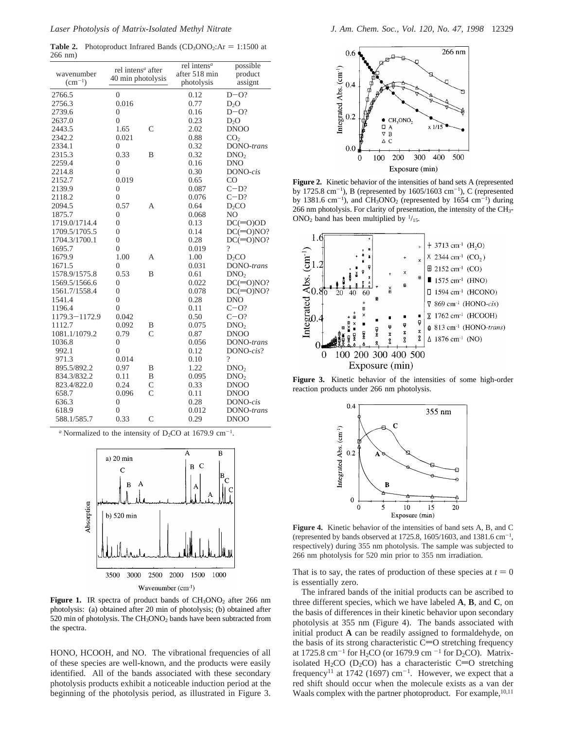**Table 2.** Photoproduct Infrared Bands ($CD_3ONO_2$:Ar = 1:1500 at 266 nm)

| wavenumber ($cm^{-1}$) | rel intens[a] after 40 min photolysis | | rel intens[a] after 518 min photolysis | possible product assignt |
|---|---|---|---|---|
| 2766.5 | 0 | | 0.12 | D−O? |
| 2756.3 | 0.016 | | 0.77 | $D_2O$ |
| 2739.6 | 0 | | 0.16 | D−O? |
| 2637.0 | 0 | | 0.23 | $D_2O$ |
| 2443.5 | 1.65 | C | 2.02 | DNOO |
| 2342.2 | 0.021 | | 0.88 | $CO_2$ |
| 2334.1 | 0 | | 0.32 | DONO-*trans* |
| 2315.3 | 0.33 | B | 0.32 | $DNO_2$ |
| 2259.4 | 0 | | 0.16 | DNO |
| 2214.8 | 0 | | 0.30 | DONO-*cis* |
| 2152.7 | 0.019 | | 0.65 | CO |
| 2139.9 | 0 | | 0.087 | C−D? |
| 2118.2 | 0 | | 0.076 | C−D? |
| 2094.5 | 0.57 | A | 0.64 | $D_2CO$ |
| 1875.7 | 0 | | 0.068 | NO |
| 1719.0/1714.4 | 0 | | 0.13 | DC(=O)OD |
| 1709.5/1705.5 | 0 | | 0.14 | DC(=O)NO? |
| 1704.3/1700.1 | 0 | | 0.28 | DC(=O)NO? |
| 1695.7 | 0 | | 0.019 | ? |
| 1679.9 | 1.00 | A | 1.00 | $D_2CO$ |
| 1671.5 | 0 | | 0.031 | DONO-*trans* |
| 1578.9/1575.8 | 0.53 | B | 0.61 | $DNO_2$ |
| 1569.5/1566.6 | 0 | | 0.022 | DC(=O)NO? |
| 1561.7/1558.4 | 0 | | 0.078 | DC(=O)NO? |
| 1541.4 | 0 | | 0.28 | DNO |
| 1196.4 | 0 | | 0.11 | C−O? |
| 1179.3−1172.9 | 0.042 | | 0.50 | C−O? |
| 1112.7 | 0.092 | B | 0.075 | $DNO_2$ |
| 1081.1/1079.2 | 0.79 | C | 0.87 | DNOO |
| 1036.8 | 0 | | 0.056 | DONO-*trans* |
| 992.1 | 0 | | 0.12 | DONO-*cis*? |
| 971.3 | 0.014 | | 0.10 | ? |
| 895.5/892.2 | 0.97 | B | 1.22 | $DNO_2$ |
| 834.3/832.2 | 0.11 | B | 0.095 | $DNO_2$ |
| 823.4/822.0 | 0.24 | C | 0.33 | DNOO |
| 658.7 | 0.096 | C | 0.11 | DNOO |
| 636.3 | 0 | | 0.28 | DONO-*cis* |
| 618.9 | 0 | | 0.012 | DONO-*trans* |
| 588.1/585.7 | 0.33 | C | 0.29 | DNOO |

[a] Normalized to the intensity of $D_2CO$ at 1679.9 $cm^{-1}$.

**Figure 1.** IR spectra of product bands of $CH_3ONO_2$ after 266 nm photolysis: (a) obtained after 20 min of photolysis; (b) obtained after 520 min of photolysis. The $CH_3ONO_2$ bands have been subtracted from the spectra.

HONO, HCOOH, and NO. The vibrational frequencies of all of these species are well-known, and the products were easily identified. All of the bands associated with these secondary photolysis products exhibit a noticeable induction period at the beginning of the photolysis period, as illustrated in Figure 3.

**Figure 2.** Kinetic behavior of the intensities of band sets A (represented by 1725.8 $cm^{-1}$), B (represented by 1605/1603 $cm^{-1}$), C (represented by 1381.6 $cm^{-1}$), and $CH_3ONO_2$ (represented by 1654 $cm^{-1}$) during 266 nm photolysis. For clarity of presentation, the intensity of the $CH_3ONO_2$ band has been multiplied by $^1/_{15}$.

**Figure 3.** Kinetic behavior of the intensities of some high-order reaction products under 266 nm photolysis.

**Figure 4.** Kinetic behavior of the intensities of band sets A, B, and C (represented by bands observed at 1725.8, 1605/1603, and 1381.6 $cm^{-1}$, respectively) during 355 nm photolysis. The sample was subjected to 266 nm photolysis for 520 min prior to 355 nm irradiation.

That is to say, the rates of production of these species at $t = 0$ is essentially zero.

The infrared bands of the initial products can be ascribed to three different species, which we have labeled **A**, **B**, and **C**, on the basis of differences in their kinetic behavior upon secondary photolysis at 355 nm (Figure 4). The bands associated with initial product **A** can be readily assigned to formaldehyde, on the basis of its strong characteristic C=O stretching frequency at 1725.8 $cm^{-1}$ for $H_2CO$ (or 1679.9 $cm^{-1}$ for $D_2CO$). Matrix-isolated $H_2CO$ ($D_2CO$) has a characteristic C=O stretching frequency[11] at 1742 (1697) $cm^{-1}$. However, we expect that a red shift should occur when the molecule exists as a van der Waals complex with the partner photoproduct. For example,[10,11]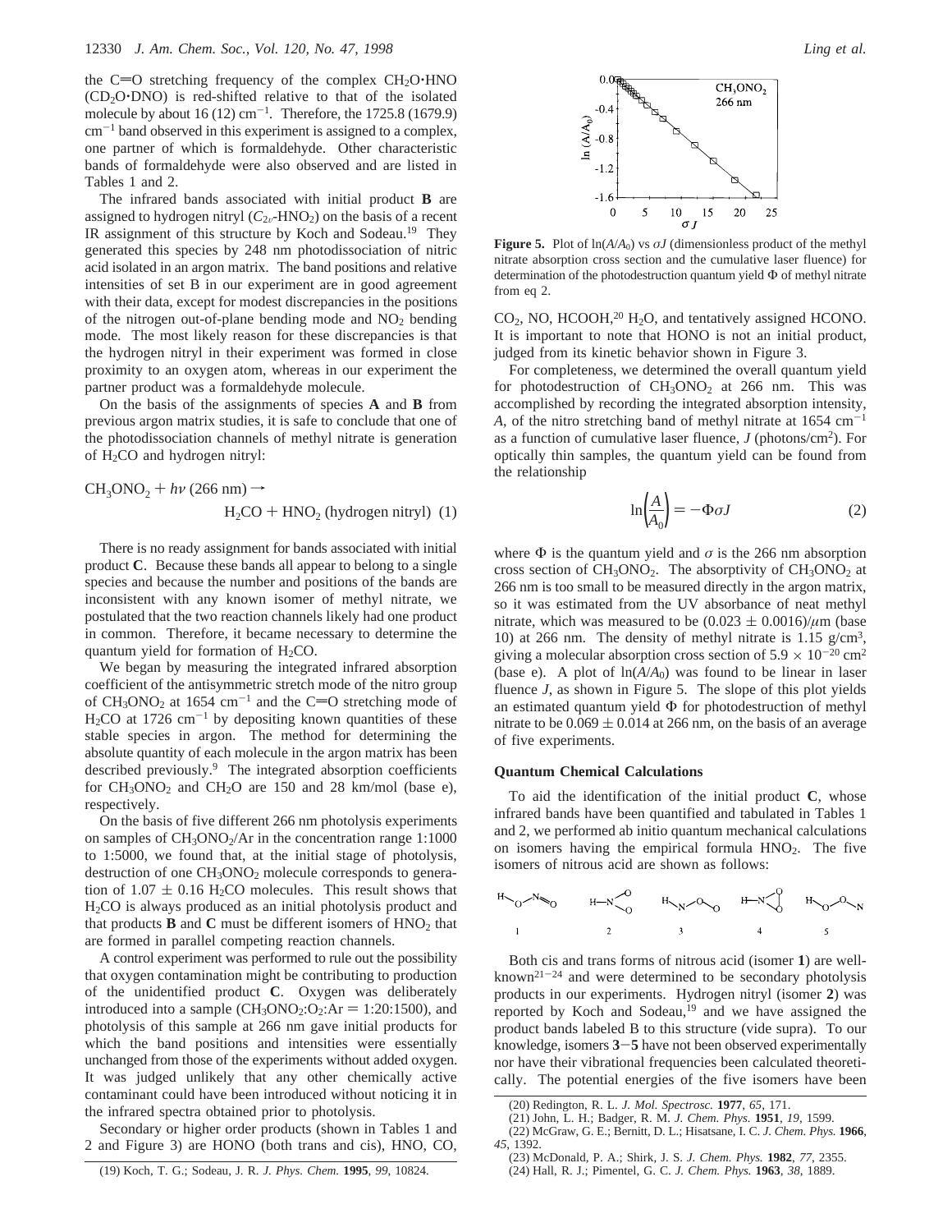the C=O stretching frequency of the complex $CH_2O{\cdot}HNO$ ($CD_2O{\cdot}DNO$) is red-shifted relative to that of the isolated molecule by about 16 (12) $cm^{-1}$. Therefore, the 1725.8 (1679.9) $cm^{-1}$ band observed in this experiment is assigned to a complex, one partner of which is formaldehyde. Other characteristic bands of formaldehyde were also observed and are listed in Tables 1 and 2.

The infrared bands associated with initial product **B** are assigned to hydrogen nitryl ($C_{2v}$-$HNO_2$) on the basis of a recent IR assignment of this structure by Koch and Sodeau.[19] They generated this species by 248 nm photodissociation of nitric acid isolated in an argon matrix. The band positions and relative intensities of set B in our experiment are in good agreement with their data, except for modest discrepancies in the positions of the nitrogen out-of-plane bending mode and $NO_2$ bending mode. The most likely reason for these discrepancies is that the hydrogen nitryl in their experiment was formed in close proximity to an oxygen atom, whereas in our experiment the partner product was a formaldehyde molecule.

On the basis of the assignments of species **A** and **B** from previous argon matrix studies, it is safe to conclude that one of the photodissociation channels of methyl nitrate is generation of $H_2CO$ and hydrogen nitryl:

$$CH_3ONO_2 + h\nu \text{ (266 nm)} \rightarrow H_2CO + HNO_2 \text{ (hydrogen nitryl)} \quad (1)$$

There is no ready assignment for bands associated with initial product **C**. Because these bands all appear to belong to a single species and because the number and positions of the bands are inconsistent with any known isomer of methyl nitrate, we postulated that the two reaction channels likely had one product in common. Therefore, it became necessary to determine the quantum yield for formation of $H_2CO$.

We began by measuring the integrated infrared absorption coefficient of the antisymmetric stretch mode of the nitro group of $CH_3ONO_2$ at 1654 $cm^{-1}$ and the C=O stretching mode of $H_2CO$ at 1726 $cm^{-1}$ by depositing known quantities of these stable species in argon. The method for determining the absolute quantity of each molecule in the argon matrix has been described previously.[9] The integrated absorption coefficients for $CH_3ONO_2$ and $CH_2O$ are 150 and 28 km/mol (base e), respectively.

On the basis of five different 266 nm photolysis experiments on samples of $CH_3ONO_2$/Ar in the concentration range 1:1000 to 1:5000, we found that, at the initial stage of photolysis, destruction of one $CH_3ONO_2$ molecule corresponds to generation of $1.07 \pm 0.16$ $H_2CO$ molecules. This result shows that $H_2CO$ is always produced as an initial photolysis product and that products **B** and **C** must be different isomers of $HNO_2$ that are formed in parallel competing reaction channels.

A control experiment was performed to rule out the possibility that oxygen contamination might be contributing to production of the unidentified product **C**. Oxygen was deliberately introduced into a sample ($CH_3ONO_2$:$O_2$:Ar = 1:20:1500), and photolysis of this sample at 266 nm gave initial products for which the band positions and intensities were essentially unchanged from those of the experiments without added oxygen. It was judged unlikely that any other chemically active contaminant could have been introduced without noticing it in the infrared spectra obtained prior to photolysis.

Secondary or higher order products (shown in Tables 1 and 2 and Figure 3) are HONO (both trans and cis), HNO, CO, $CO_2$, NO, HCOOH,[20] $H_2O$, and tentatively assigned HCONO. It is important to note that HONO is not an initial product, judged from its kinetic behavior shown in Figure 3.

For completeness, we determined the overall quantum yield for photodestruction of $CH_3ONO_2$ at 266 nm. This was accomplished by recording the integrated absorption intensity, $A$, of the nitro stretching band of methyl nitrate at 1654 $cm^{-1}$ as a function of cumulative laser fluence, $J$ (photons/$cm^2$). For optically thin samples, the quantum yield can be found from the relationship

$$\ln\left(\frac{A}{A_0}\right) = -\Phi\sigma J \quad (2)$$

where $\Phi$ is the quantum yield and $\sigma$ is the 266 nm absorption cross section of $CH_3ONO_2$. The absorptivity of $CH_3ONO_2$ at 266 nm is too small to be measured directly in the argon matrix, so it was estimated from the UV absorbance of neat methyl nitrate, which was measured to be $(0.023 \pm 0.0016)/\mu m$ (base 10) at 266 nm. The density of methyl nitrate is 1.15 g/$cm^3$, giving a molecular absorption cross section of $5.9 \times 10^{-20}$ $cm^2$ (base e). A plot of $\ln(A/A_0)$ was found to be linear in laser fluence $J$, as shown in Figure 5. The slope of this plot yields an estimated quantum yield $\Phi$ for photodestruction of methyl nitrate to be $0.069 \pm 0.014$ at 266 nm, on the basis of an average of five experiments.

**Figure 5.** Plot of $\ln(A/A_0)$ vs $\sigma J$ (dimensionless product of the methyl nitrate absorption cross section and the cumulative laser fluence) for determination of the photodestruction quantum yield $\Phi$ of methyl nitrate from eq 2.

## Quantum Chemical Calculations

To aid the identification of the initial product **C**, whose infrared bands have been quantified and tabulated in Tables 1 and 2, we performed ab initio quantum mechanical calculations on isomers having the empirical formula $HNO_2$. The five isomers of nitrous acid are shown as follows:

Both cis and trans forms of nitrous acid (isomer **1**) are well-known[21-24] and were determined to be secondary photolysis products in our experiments. Hydrogen nitryl (isomer **2**) was reported by Koch and Sodeau,[19] and we have assigned the product bands labeled B to this structure (vide supra). To our knowledge, isomers **3**–**5** have not been observed experimentally nor have their vibrational frequencies been calculated theoretically. The potential energies of the five isomers have been

(19) Koch, T. G.; Sodeau, J. R. *J. Phys. Chem.* **1995**, *99*, 10824.

(20) Redington, R. L. *J. Mol. Spectrosc.* **1977**, *65*, 171.

(21) John, L. H.; Badger, R. M. *J. Chem. Phys.* **1951**, *19*, 1599.

(22) McGraw, G. E.; Bernitt, D. L.; Hisatsane, I. C. *J. Chem. Phys.* **1966**, *45*, 1392.

(23) McDonald, P. A.; Shirk, J. S. *J. Chem. Phys.* **1982**, *77*, 2355.

(24) Hall, R. J.; Pimentel, G. C. *J. Chem. Phys.* **1963**, *38*, 1889.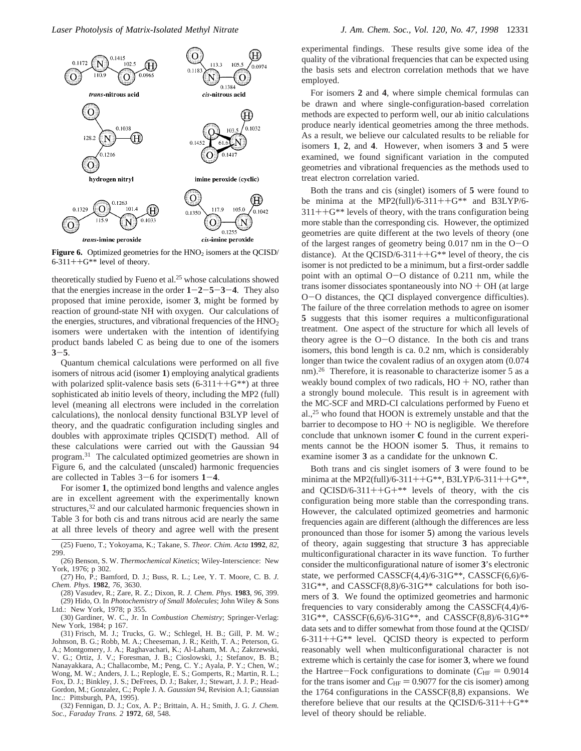**Figure 6.** Optimized geometries for the $HNO_2$ isomers at the QCISD/6-311++G** level of theory.

theoretically studied by Fueno et al.[25] whose calculations showed that the energies increase in the order **1**−**2**−**5**−**3**−**4**. They also proposed that imine peroxide, isomer **3**, might be formed by reaction of ground-state NH with oxygen. Our calculations of the energies, structures, and vibrational frequencies of the $HNO_2$ isomers were undertaken with the intention of identifying product bands labeled C as being due to one of the isomers **3**−**5**.

Quantum chemical calculations were performed on all five isomers of nitrous acid (isomer **1**) employing analytical gradients with polarized split-valence basis sets (6-311++G**) at three sophisticated ab initio levels of theory, including the MP2 (full) level (meaning all electrons were included in the correlation calculations), the nonlocal density functional B3LYP level of theory, and the quadratic configuration including singles and doubles with approximate triples QCISD(T) method. All of these calculations were carried out with the Gaussian 94 program.[31] The calculated optimized geometries are shown in Figure 6, and the calculated (unscaled) harmonic frequencies are collected in Tables 3−6 for isomers **1**−**4**.

For isomer **1**, the optimized bond lengths and valence angles are in excellent agreement with the experimentally known structures,[32] and our calculated harmonic frequencies shown in Table 3 for both cis and trans nitrous acid are nearly the same at all three levels of theory and agree well with the present experimental findings. These results give some idea of the quality of the vibrational frequencies that can be expected using the basis sets and electron correlation methods that we have employed.

For isomers **2** and **4**, where simple chemical formulas can be drawn and where single-configuration-based correlation methods are expected to perform well, our ab initio calculations produce nearly identical geometries among the three methods. As a result, we believe our calculated results to be reliable for isomers **1**, **2**, and **4**. However, when isomers **3** and **5** were examined, we found significant variation in the computed geometries and vibrational frequencies as the methods used to treat electron correlation varied.

Both the trans and cis (singlet) isomers of **5** were found to be minima at the MP2(full)/6-311++G** and B3LYP/6-311++G** levels of theory, with the trans configuration being more stable than the corresponding cis. However, the optimized geometries are quite different at the two levels of theory (one of the largest ranges of geometry being 0.017 nm in the O−O distance). At the QCISD/6-311++G** level of theory, the cis isomer is not predicted to be a minimum, but a first-order saddle point with an optimal O−O distance of 0.211 nm, while the trans isomer dissociates spontaneously into NO + OH (at large O−O distances, the QCI displayed convergence difficulties). The failure of the three correlation methods to agree on isomer **5** suggests that this isomer requires a multiconfigurational treatment. One aspect of the structure for which all levels of theory agree is the O−O distance. In the both cis and trans isomers, this bond length is ca. 0.2 nm, which is considerably longer than twice the covalent radius of an oxygen atom (0.074 nm).[26] Therefore, it is reasonable to characterize isomer 5 as a weakly bound complex of two radicals, HO + NO, rather than a strongly bound molecule. This result is in agreement with the MC-SCF and MRD-CI calculations performed by Fueno et al.,[25] who found that HOON is extremely unstable and that the barrier to decompose to HO + NO is negligible. We therefore conclude that unknown isomer **C** found in the current experiments cannot be the HOON isomer **5**. Thus, it remains to examine isomer **3** as a candidate for the unknown **C**.

Both trans and cis singlet isomers of **3** were found to be minima at the MP2(full)/6-311++G**, B3LYP/6-311++G**, and QCISD/6-311++G+** levels of theory, with the cis configuration being more stable than the corresponding trans. However, the calculated optimized geometries and harmonic frequencies again are different (although the differences are less pronounced than those for isomer **5**) among the various levels of theory, again suggesting that structure **3** has appreciable multiconfigurational character in its wave function. To further consider the multiconfigurational nature of isomer **3**'s electronic state, we performed CASSCF(4,4)/6-31G**, CASSCF(6,6)/6-31G**, and CASSCF(8,8)/6-31G** calculations for both isomers of **3**. We found the optimized geometries and harmonic frequencies to vary considerably among the CASSCF(4,4)/6-31G**, CASSCF(6,6)/6-31G**, and CASSCF(8,8)/6-31G** data sets and to differ somewhat from those found at the QCISD/6-311++G** level. QCISD theory is expected to perform reasonably well when multiconfigurational character is not extreme which is certainly the case for isomer **3**, where we found the Hartree−Fock configurations to dominate ($C_{HF}$ = 0.9014 for the trans isomer and $C_{HF}$ = 0.9077 for the cis isomer) among the 1764 configurations in the CASSCF(8,8) expansions. We therefore believe that our results at the QCISD/6-311++G** level of theory should be reliable.

(25) Fueno, T.; Yokoyama, K.; Takane, S. *Theor. Chim. Acta* **1992**, *82*, 299.

(26) Benson, S. W. *Thermochemical Kinetics*; Wiley-Interscience: New York, 1976; p 302.

(27) Ho, P.; Bamford, D. J.; Buss, R. L.; Lee, Y. T. Moore, C. B. *J. Chem. Phys.* **1982**, *76*, 3630.

(28) Vasudev, R.; Zare, R. Z.; Dixon, R. *J. Chem. Phys.* **1983**, *96*, 399.

(29) Hido, O. In *Photochemistry of Small Molecules*; John Wiley & Sons Ltd.: New York, 1978; p 355.

(30) Gardiner, W. C., Jr. In *Combustion Chemistry*; Springer-Verlag: New York, 1984; p 167.

(31) Frisch, M. J.; Trucks, G. W.; Schlegel, H. B.; Gill, P. M. W.; Johnson, B. G.; Robb, M. A.; Cheeseman, J. R.; Keith, T. A.; Peterson, G. A.; Montgomery, J. A.; Raghavachari, K.; Al-Laham, M. A.; Zakrzewski, V. G.; Ortiz, J. V.; Foresman, J. B.; Cioslowski, J.; Stefanov, B. B.; Nanayakkara, A.; Challacombe, M.; Peng, C. Y.; Ayala, P. Y.; Chen, W.; Wong, M. W.; Anders, J. L.; Replogle, E. S.; Gomperts, R.; Martin, R. L.; Fox, D. J.; Binkley, J. S.; DeFrees, D. J.; Baker, J.; Stewart, J. J. P.; Head-Gordon, M.; Gonzalez, C.; Pople J. A. *Gaussian 94*, Revision A.1; Gaussian Inc.: Pittsburgh, PA, 1995).

(32) Fennigan, D. J.; Cox, A. P.; Brittain, A. H.; Smith, J. G. *J. Chem. Soc., Faraday Trans. 2* **1972**, *68*, 548.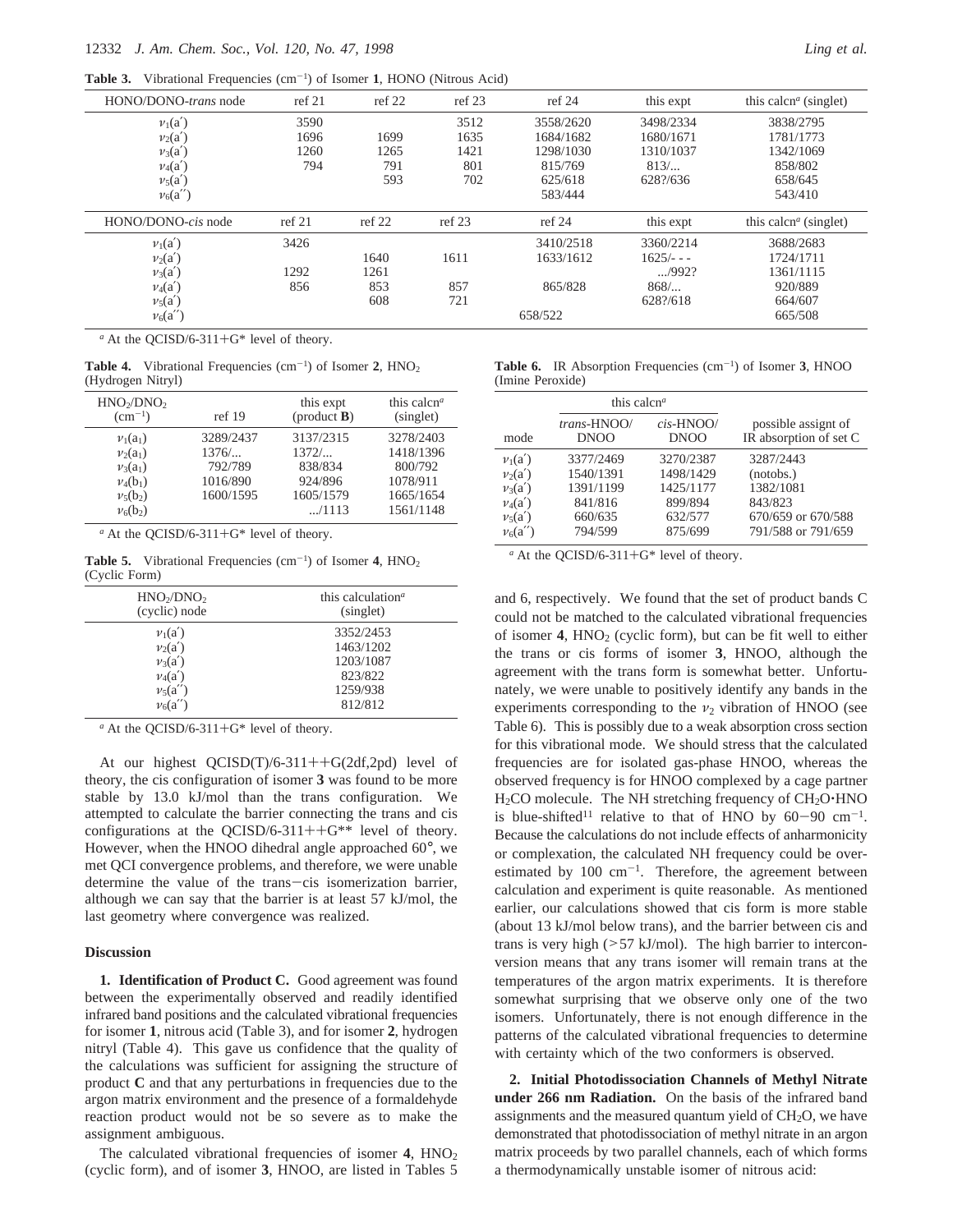**Table 3.** Vibrational Frequencies (cm$^{-1}$) of Isomer **1**, HONO (Nitrous Acid)

| HONO/DONO-*trans* node | ref 21 | ref 22 | ref 23 | ref 24 | this expt | this calcn$^a$ (singlet) |
|---|---|---|---|---|---|---|
| $\nu_1(a')$ | 3590 | | 3512 | 3558/2620 | 3498/2334 | 3838/2795 |
| $\nu_2(a')$ | 1696 | 1699 | 1635 | 1684/1682 | 1680/1671 | 1781/1773 |
| $\nu_3(a')$ | 1260 | 1265 | 1421 | 1298/1030 | 1310/1037 | 1342/1069 |
| $\nu_4(a')$ | 794 | 791 | 801 | 815/769 | 813/... | 858/802 |
| $\nu_5(a')$ | | 593 | 702 | 625/618 | 628?/636 | 658/645 |
| $\nu_6(a'')$ | | | | 583/444 | | 543/410 |
| **HONO/DONO-*cis* node** | **ref 21** | **ref 22** | **ref 23** | **ref 24** | **this expt** | **this calcn$^a$ (singlet)** |
| $\nu_1(a')$ | 3426 | | | 3410/2518 | 3360/2214 | 3688/2683 |
| $\nu_2(a')$ | | 1640 | 1611 | 1633/1612 | 1625/- - - | 1724/1711 |
| $\nu_3(a')$ | 1292 | 1261 | | | .../992? | 1361/1115 |
| $\nu_4(a')$ | 856 | 853 | 857 | 865/828 | 868/... | 920/889 |
| $\nu_5(a')$ | | 608 | 721 | | 628?/618 | 664/607 |
| $\nu_6(a'')$ | | | | 658/522 | | 665/508 |

$^a$ At the QCISD/6-311+G* level of theory.

**Table 4.** Vibrational Frequencies (cm$^{-1}$) of Isomer **2**, $HNO_2$ (Hydrogen Nitryl)

| $HNO_2/DNO_2$ (cm$^{-1}$) | ref 19 | this expt (product **B**) | this calcn$^a$ (singlet) |
|---|---|---|---|
| $\nu_1(a_1)$ | 3289/2437 | 3137/2315 | 3278/2403 |
| $\nu_2(a_1)$ | 1376/... | 1372/... | 1418/1396 |
| $\nu_3(a_1)$ | 792/789 | 838/834 | 800/792 |
| $\nu_4(b_1)$ | 1016/890 | 924/896 | 1078/911 |
| $\nu_5(b_2)$ | 1600/1595 | 1605/1579 | 1665/1654 |
| $\nu_6(b_2)$ | | .../1113 | 1561/1148 |

$^a$ At the QCISD/6-311+G* level of theory.

**Table 5.** Vibrational Frequencies (cm$^{-1}$) of Isomer **4**, $HNO_2$ (Cyclic Form)

| $HNO_2/DNO_2$ (cyclic) node | this calculation$^a$ (singlet) |
|---|---|
| $\nu_1(a')$ | 3352/2453 |
| $\nu_2(a')$ | 1463/1202 |
| $\nu_3(a')$ | 1203/1087 |
| $\nu_4(a')$ | 823/822 |
| $\nu_5(a'')$ | 1259/938 |
| $\nu_6(a'')$ | 812/812 |

$^a$ At the QCISD/6-311+G* level of theory.

At our highest QCISD(T)/6-311++G(2df,2pd) level of theory, the cis configuration of isomer **3** was found to be more stable by 13.0 kJ/mol than the trans configuration. We attempted to calculate the barrier connecting the trans and cis configurations at the QCISD/6-311++G** level of theory. However, when the HNOO dihedral angle approached 60°, we met QCI convergence problems, and therefore, we were unable determine the value of the trans–cis isomerization barrier, although we can say that the barrier is at least 57 kJ/mol, the last geometry where convergence was realized.

## Discussion

**1. Identification of Product C.** Good agreement was found between the experimentally observed and readily identified infrared band positions and the calculated vibrational frequencies for isomer **1**, nitrous acid (Table 3), and for isomer **2**, hydrogen nitryl (Table 4). This gave us confidence that the quality of the calculations was sufficient for assigning the structure of product **C** and that any perturbations in frequencies due to the argon matrix environment and the presence of a formaldehyde reaction product would not be so severe as to make the assignment ambiguous.

The calculated vibrational frequencies of isomer **4**, $HNO_2$ (cyclic form), and of isomer **3**, HNOO, are listed in Tables 5 and 6, respectively. We found that the set of product bands C could not be matched to the calculated vibrational frequencies of isomer **4**, $HNO_2$ (cyclic form), but can be fit well to either the trans or cis forms of isomer **3**, HNOO, although the agreement with the trans form is somewhat better. Unfortunately, we were unable to positively identify any bands in the experiments corresponding to the $\nu_2$ vibration of HNOO (see Table 6). This is possibly due to a weak absorption cross section for this vibrational mode. We should stress that the calculated frequencies are for isolated gas-phase HNOO, whereas the observed frequency is for HNOO complexed by a cage partner $H_2CO$ molecule. The NH stretching frequency of $CH_2O{\cdot}HNO$ is blue-shifted[11] relative to that of HNO by 60–90 cm$^{-1}$. Because the calculations do not include effects of anharmonicity or complexation, the calculated NH frequency could be overestimated by 100 cm$^{-1}$. Therefore, the agreement between calculation and experiment is quite reasonable. As mentioned earlier, our calculations showed that cis form is more stable (about 13 kJ/mol below trans), and the barrier between cis and trans is very high (>57 kJ/mol). The high barrier to interconversion means that any trans isomer will remain trans at the temperatures of the argon matrix experiments. It is therefore somewhat surprising that we observe only one of the two isomers. Unfortunately, there is not enough difference in the patterns of the calculated vibrational frequencies to determine with certainty which of the two conformers is observed.

**Table 6.** IR Absorption Frequencies (cm$^{-1}$) of Isomer **3**, HNOO (Imine Peroxide)

| mode | this calcn$^a$ *trans*-HNOO/DNOO | this calcn$^a$ *cis*-HNOO/DNOO | possible assign of IR absorption of set C |
|---|---|---|---|
| $\nu_1(a')$ | 3377/2469 | 3270/2387 | 3287/2443 |
| $\nu_2(a')$ | 1540/1391 | 1498/1429 | (notobs.) |
| $\nu_3(a')$ | 1391/1199 | 1425/1177 | 1382/1081 |
| $\nu_4(a')$ | 841/816 | 899/894 | 843/823 |
| $\nu_5(a')$ | 660/635 | 632/577 | 670/659 or 670/588 |
| $\nu_6(a'')$ | 794/599 | 875/699 | 791/588 or 791/659 |

$^a$ At the QCISD/6-311+G* level of theory.

**2. Initial Photodissociation Channels of Methyl Nitrate under 266 nm Radiation.** On the basis of the infrared band assignments and the measured quantum yield of $CH_2O$, we have demonstrated that photodissociation of methyl nitrate in an argon matrix proceeds by two parallel channels, each of which forms a thermodynamically unstable isomer of nitrous acid: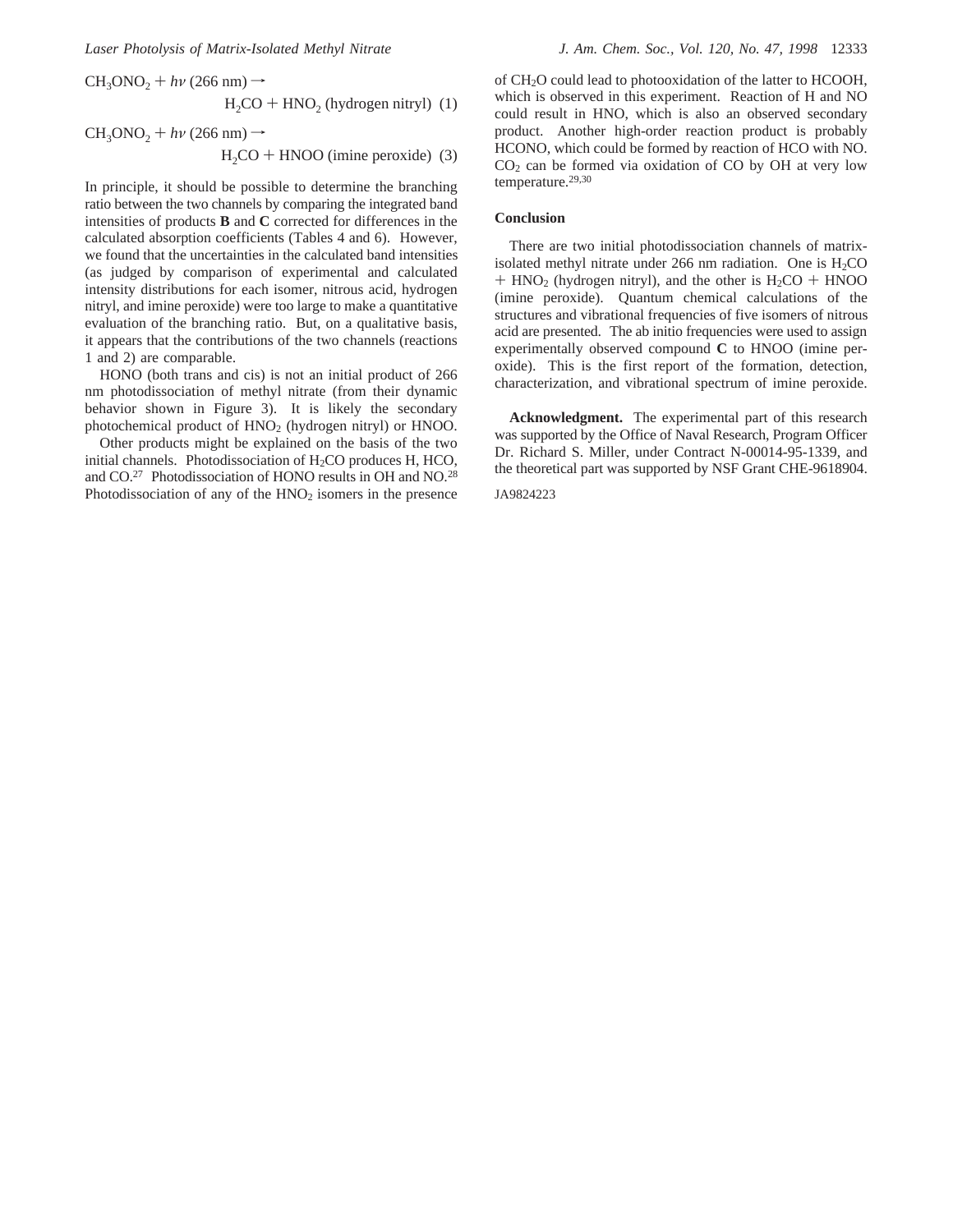$$CH_3ONO_2 + h\nu\ (266\ \text{nm}) \rightarrow H_2CO + HNO_2\ (\text{hydrogen nitryl}) \quad (1)$$

$$CH_3ONO_2 + h\nu\ (266\ \text{nm}) \rightarrow H_2CO + HNOO\ (\text{imine peroxide}) \quad (3)$$

In principle, it should be possible to determine the branching ratio between the two channels by comparing the integrated band intensities of products **B** and **C** corrected for differences in the calculated absorption coefficients (Tables 4 and 6). However, we found that the uncertainties in the calculated band intensities (as judged by comparison of experimental and calculated intensity distributions for each isomer, nitrous acid, hydrogen nitryl, and imine peroxide) were too large to make a quantitative evaluation of the branching ratio. But, on a qualitative basis, it appears that the contributions of the two channels (reactions 1 and 2) are comparable.

HONO (both trans and cis) is not an initial product of 266 nm photodissociation of methyl nitrate (from their dynamic behavior shown in Figure 3). It is likely the secondary photochemical product of $HNO_2$ (hydrogen nitryl) or HNOO.

Other products might be explained on the basis of the two initial channels. Photodissociation of $H_2CO$ produces H, HCO, and CO.[27] Photodissociation of HONO results in OH and NO.[28] Photodissociation of any of the $HNO_2$ isomers in the presence of $CH_2O$ could lead to photooxidation of the latter to HCOOH, which is observed in this experiment. Reaction of H and NO could result in HNO, which is also an observed secondary product. Another high-order reaction product is probably HCONO, which could be formed by reaction of HCO with NO. $CO_2$ can be formed via oxidation of CO by OH at very low temperature.[29,30]

## Conclusion

There are two initial photodissociation channels of matrix-isolated methyl nitrate under 266 nm radiation. One is $H_2CO + HNO_2$ (hydrogen nitryl), and the other is $H_2CO$ + HNOO (imine peroxide). Quantum chemical calculations of the structures and vibrational frequencies of five isomers of nitrous acid are presented. The ab initio frequencies were used to assign experimentally observed compound **C** to HNOO (imine peroxide). This is the first report of the formation, detection, characterization, and vibrational spectrum of imine peroxide.

**Acknowledgment.** The experimental part of this research was supported by the Office of Naval Research, Program Officer Dr. Richard S. Miller, under Contract N-00014-95-1339, and the theoretical part was supported by NSF Grant CHE-9618904.

JA9824223